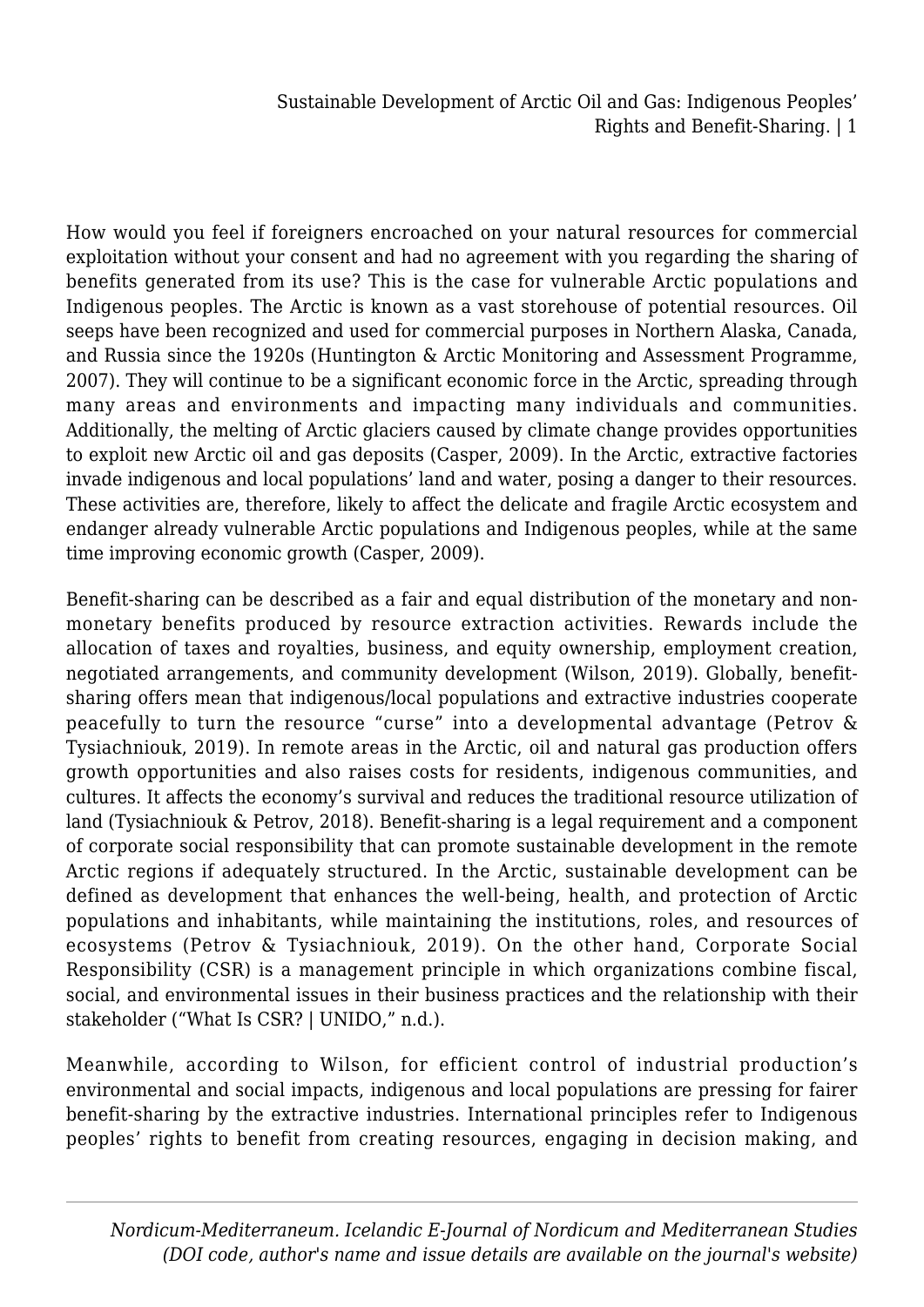How would you feel if foreigners encroached on your natural resources for commercial exploitation without your consent and had no agreement with you regarding the sharing of benefits generated from its use? This is the case for vulnerable Arctic populations and Indigenous peoples. The Arctic is known as a vast storehouse of potential resources. Oil seeps have been recognized and used for commercial purposes in Northern Alaska, Canada, and Russia since the 1920s (Huntington & Arctic Monitoring and Assessment Programme, 2007). They will continue to be a significant economic force in the Arctic, spreading through many areas and environments and impacting many individuals and communities. Additionally, the melting of Arctic glaciers caused by climate change provides opportunities to exploit new Arctic oil and gas deposits (Casper, 2009). In the Arctic, extractive factories invade indigenous and local populations' land and water, posing a danger to their resources. These activities are, therefore, likely to affect the delicate and fragile Arctic ecosystem and endanger already vulnerable Arctic populations and Indigenous peoples, while at the same time improving economic growth (Casper, 2009).

Benefit-sharing can be described as a fair and equal distribution of the monetary and non-monetary benefits produced by resource extraction activities. Rewards include the allocation of taxes and royalties, business, and equity ownership, employment creation, negotiated arrangements, and community development (Wilson, 2019). Globally, benefit-sharing offers mean that indigenous/local populations and extractive industries cooperate peacefully to turn the resource "curse" into a developmental advantage (Petrov & Tysiachniouk, 2019). In remote areas in the Arctic, oil and natural gas production offers growth opportunities and also raises costs for residents, indigenous communities, and cultures. It affects the economy's survival and reduces the traditional resource utilization of land (Tysiachniouk & Petrov, 2018). Benefit-sharing is a legal requirement and a component of corporate social responsibility that can promote sustainable development in the remote Arctic regions if adequately structured. In the Arctic, sustainable development can be defined as development that enhances the well-being, health, and protection of Arctic populations and inhabitants, while maintaining the institutions, roles, and resources of ecosystems (Petrov & Tysiachniouk, 2019). On the other hand, Corporate Social Responsibility (CSR) is a management principle in which organizations combine fiscal, social, and environmental issues in their business practices and the relationship with their stakeholder ("What Is CSR? | UNIDO," n.d.).

Meanwhile, according to Wilson, for efficient control of industrial production's environmental and social impacts, indigenous and local populations are pressing for fairer benefit-sharing by the extractive industries. International principles refer to Indigenous peoples' rights to benefit from creating resources, engaging in decision making, and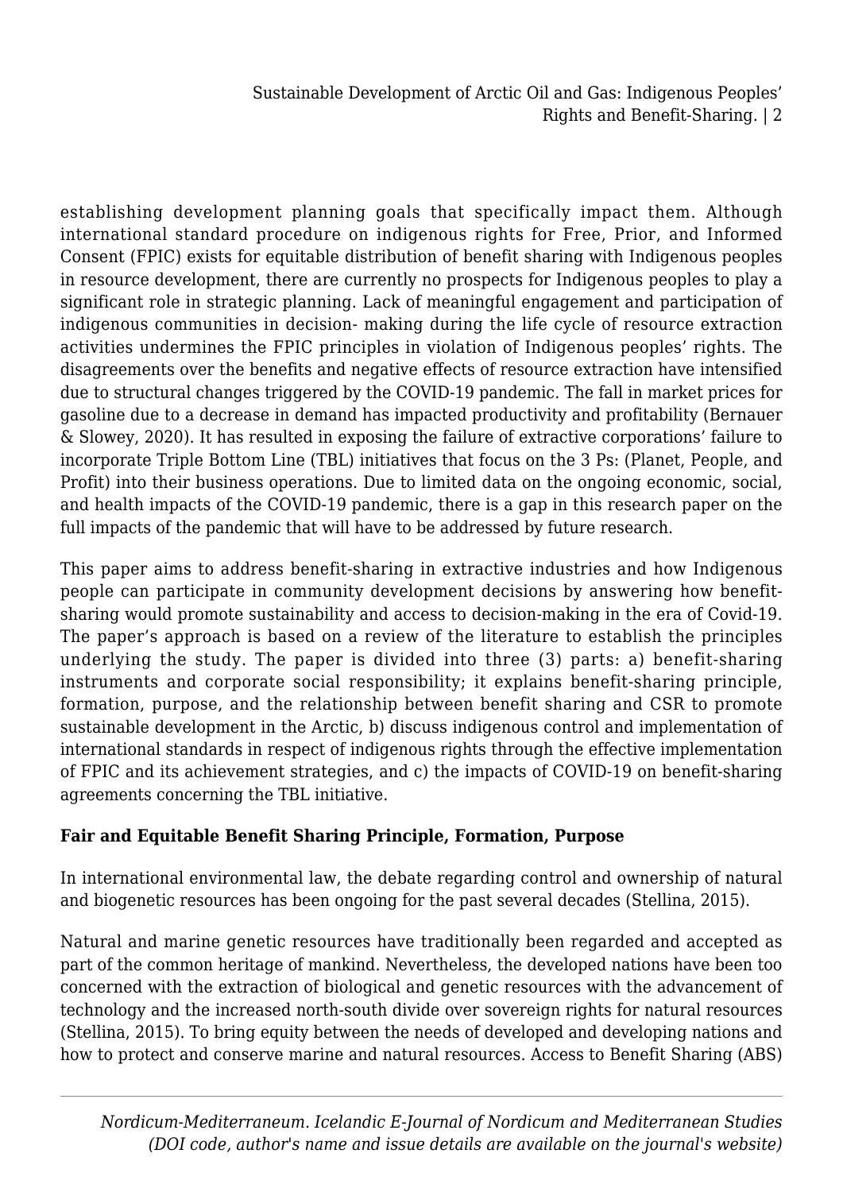establishing development planning goals that specifically impact them. Although international standard procedure on indigenous rights for Free, Prior, and Informed Consent (FPIC) exists for equitable distribution of benefit sharing with Indigenous peoples in resource development, there are currently no prospects for Indigenous peoples to play a significant role in strategic planning. Lack of meaningful engagement and participation of indigenous communities in decision- making during the life cycle of resource extraction activities undermines the FPIC principles in violation of Indigenous peoples' rights. The disagreements over the benefits and negative effects of resource extraction have intensified due to structural changes triggered by the COVID-19 pandemic. The fall in market prices for gasoline due to a decrease in demand has impacted productivity and profitability (Bernauer & Slowey, 2020). It has resulted in exposing the failure of extractive corporations' failure to incorporate Triple Bottom Line (TBL) initiatives that focus on the 3 Ps: (Planet, People, and Profit) into their business operations. Due to limited data on the ongoing economic, social, and health impacts of the COVID-19 pandemic, there is a gap in this research paper on the full impacts of the pandemic that will have to be addressed by future research.

This paper aims to address benefit-sharing in extractive industries and how Indigenous people can participate in community development decisions by answering how benefit-sharing would promote sustainability and access to decision-making in the era of Covid-19. The paper's approach is based on a review of the literature to establish the principles underlying the study. The paper is divided into three (3) parts: a) benefit-sharing instruments and corporate social responsibility; it explains benefit-sharing principle, formation, purpose, and the relationship between benefit sharing and CSR to promote sustainable development in the Arctic, b) discuss indigenous control and implementation of international standards in respect of indigenous rights through the effective implementation of FPIC and its achievement strategies, and c) the impacts of COVID-19 on benefit-sharing agreements concerning the TBL initiative.

## Fair and Equitable Benefit Sharing Principle, Formation, Purpose

In international environmental law, the debate regarding control and ownership of natural and biogenetic resources has been ongoing for the past several decades (Stellina, 2015).

Natural and marine genetic resources have traditionally been regarded and accepted as part of the common heritage of mankind. Nevertheless, the developed nations have been too concerned with the extraction of biological and genetic resources with the advancement of technology and the increased north-south divide over sovereign rights for natural resources (Stellina, 2015). To bring equity between the needs of developed and developing nations and how to protect and conserve marine and natural resources. Access to Benefit Sharing (ABS)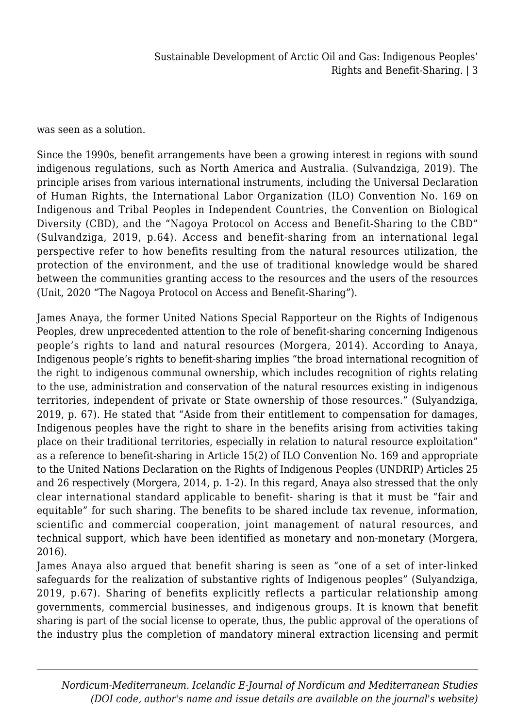was seen as a solution.

Since the 1990s, benefit arrangements have been a growing interest in regions with sound indigenous regulations, such as North America and Australia. (Sulvandziga, 2019). The principle arises from various international instruments, including the Universal Declaration of Human Rights, the International Labor Organization (ILO) Convention No. 169 on Indigenous and Tribal Peoples in Independent Countries, the Convention on Biological Diversity (CBD), and the "Nagoya Protocol on Access and Benefit-Sharing to the CBD" (Sulvandziga, 2019, p.64). Access and benefit-sharing from an international legal perspective refer to how benefits resulting from the natural resources utilization, the protection of the environment, and the use of traditional knowledge would be shared between the communities granting access to the resources and the users of the resources (Unit, 2020 "The Nagoya Protocol on Access and Benefit-Sharing").

James Anaya, the former United Nations Special Rapporteur on the Rights of Indigenous Peoples, drew unprecedented attention to the role of benefit-sharing concerning Indigenous people's rights to land and natural resources (Morgera, 2014). According to Anaya, Indigenous people's rights to benefit-sharing implies "the broad international recognition of the right to indigenous communal ownership, which includes recognition of rights relating to the use, administration and conservation of the natural resources existing in indigenous territories, independent of private or State ownership of those resources." (Sulyandziga, 2019, p. 67). He stated that "Aside from their entitlement to compensation for damages, Indigenous peoples have the right to share in the benefits arising from activities taking place on their traditional territories, especially in relation to natural resource exploitation" as a reference to benefit-sharing in Article 15(2) of ILO Convention No. 169 and appropriate to the United Nations Declaration on the Rights of Indigenous Peoples (UNDRIP) Articles 25 and 26 respectively (Morgera, 2014, p. 1-2). In this regard, Anaya also stressed that the only clear international standard applicable to benefit- sharing is that it must be "fair and equitable" for such sharing. The benefits to be shared include tax revenue, information, scientific and commercial cooperation, joint management of natural resources, and technical support, which have been identified as monetary and non-monetary (Morgera, 2016).

James Anaya also argued that benefit sharing is seen as "one of a set of inter-linked safeguards for the realization of substantive rights of Indigenous peoples" (Sulyandziga, 2019, p.67). Sharing of benefits explicitly reflects a particular relationship among governments, commercial businesses, and indigenous groups. It is known that benefit sharing is part of the social license to operate, thus, the public approval of the operations of the industry plus the completion of mandatory mineral extraction licensing and permit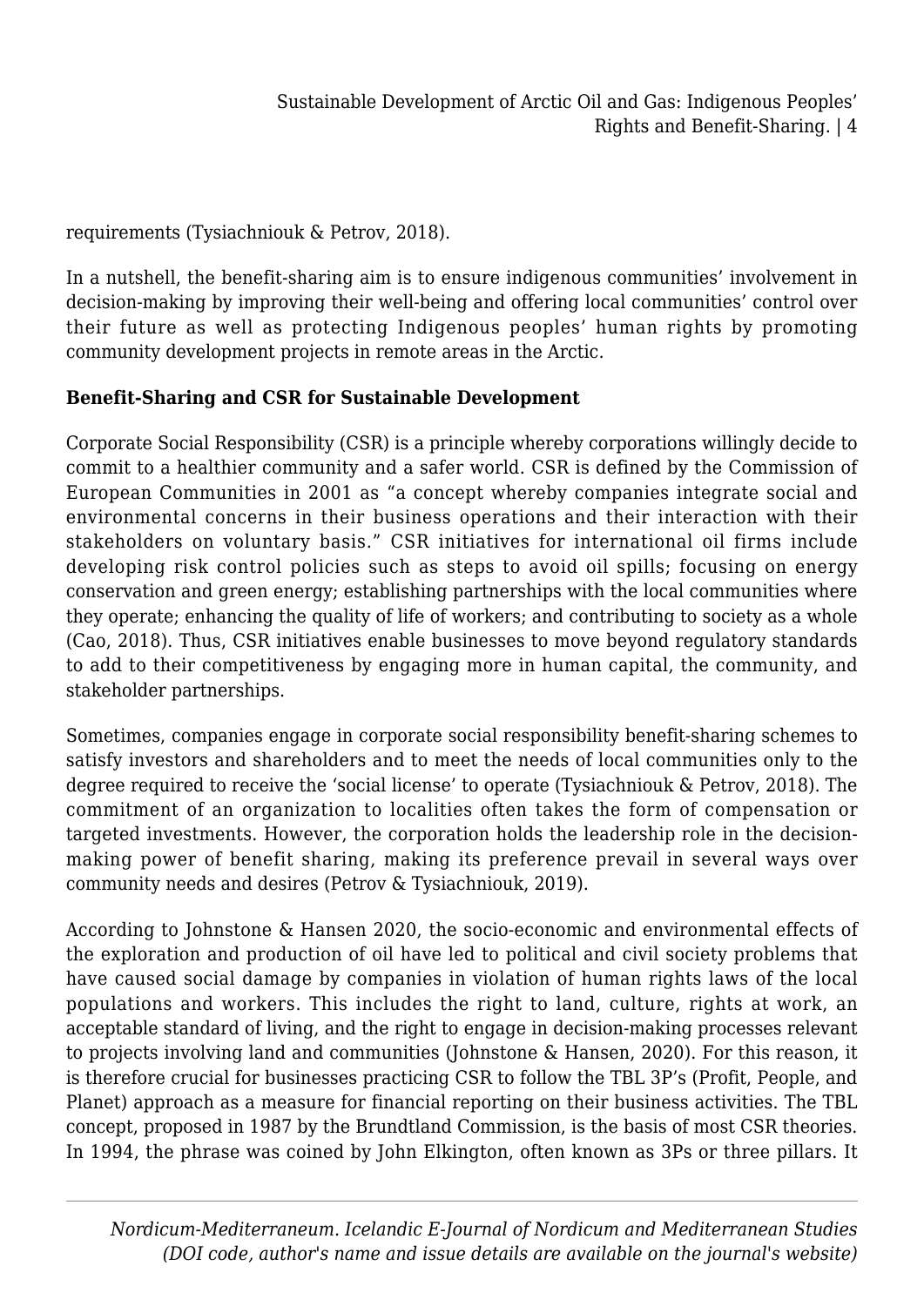requirements (Tysiachniouk & Petrov, 2018).

In a nutshell, the benefit-sharing aim is to ensure indigenous communities' involvement in decision-making by improving their well-being and offering local communities' control over their future as well as protecting Indigenous peoples' human rights by promoting community development projects in remote areas in the Arctic.

**Benefit-Sharing and CSR for Sustainable Development**

Corporate Social Responsibility (CSR) is a principle whereby corporations willingly decide to commit to a healthier community and a safer world. CSR is defined by the Commission of European Communities in 2001 as "a concept whereby companies integrate social and environmental concerns in their business operations and their interaction with their stakeholders on voluntary basis." CSR initiatives for international oil firms include developing risk control policies such as steps to avoid oil spills; focusing on energy conservation and green energy; establishing partnerships with the local communities where they operate; enhancing the quality of life of workers; and contributing to society as a whole (Cao, 2018). Thus, CSR initiatives enable businesses to move beyond regulatory standards to add to their competitiveness by engaging more in human capital, the community, and stakeholder partnerships.

Sometimes, companies engage in corporate social responsibility benefit-sharing schemes to satisfy investors and shareholders and to meet the needs of local communities only to the degree required to receive the 'social license' to operate (Tysiachniouk & Petrov, 2018). The commitment of an organization to localities often takes the form of compensation or targeted investments. However, the corporation holds the leadership role in the decision-making power of benefit sharing, making its preference prevail in several ways over community needs and desires (Petrov & Tysiachniouk, 2019).

According to Johnstone & Hansen 2020, the socio-economic and environmental effects of the exploration and production of oil have led to political and civil society problems that have caused social damage by companies in violation of human rights laws of the local populations and workers. This includes the right to land, culture, rights at work, an acceptable standard of living, and the right to engage in decision-making processes relevant to projects involving land and communities (Johnstone & Hansen, 2020). For this reason, it is therefore crucial for businesses practicing CSR to follow the TBL 3P's (Profit, People, and Planet) approach as a measure for financial reporting on their business activities. The TBL concept, proposed in 1987 by the Brundtland Commission, is the basis of most CSR theories. In 1994, the phrase was coined by John Elkington, often known as 3Ps or three pillars. It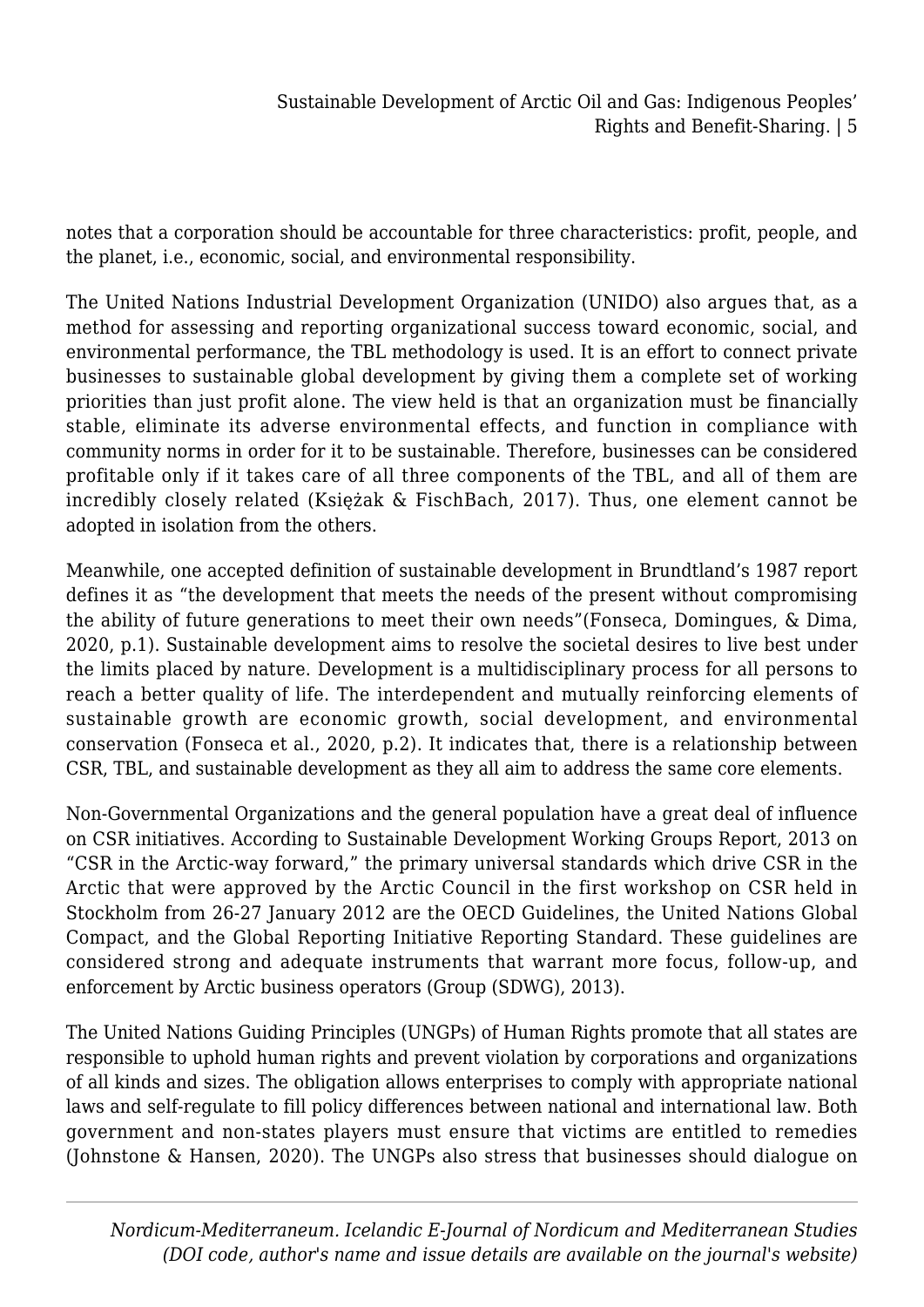notes that a corporation should be accountable for three characteristics: profit, people, and the planet, i.e., economic, social, and environmental responsibility.

The United Nations Industrial Development Organization (UNIDO) also argues that, as a method for assessing and reporting organizational success toward economic, social, and environmental performance, the TBL methodology is used. It is an effort to connect private businesses to sustainable global development by giving them a complete set of working priorities than just profit alone. The view held is that an organization must be financially stable, eliminate its adverse environmental effects, and function in compliance with community norms in order for it to be sustainable. Therefore, businesses can be considered profitable only if it takes care of all three components of the TBL, and all of them are incredibly closely related (Księżak & FischBach, 2017). Thus, one element cannot be adopted in isolation from the others.

Meanwhile, one accepted definition of sustainable development in Brundtland's 1987 report defines it as "the development that meets the needs of the present without compromising the ability of future generations to meet their own needs"(Fonseca, Domingues, & Dima, 2020, p.1). Sustainable development aims to resolve the societal desires to live best under the limits placed by nature. Development is a multidisciplinary process for all persons to reach a better quality of life. The interdependent and mutually reinforcing elements of sustainable growth are economic growth, social development, and environmental conservation (Fonseca et al., 2020, p.2). It indicates that, there is a relationship between CSR, TBL, and sustainable development as they all aim to address the same core elements.

Non-Governmental Organizations and the general population have a great deal of influence on CSR initiatives. According to Sustainable Development Working Groups Report, 2013 on "CSR in the Arctic-way forward," the primary universal standards which drive CSR in the Arctic that were approved by the Arctic Council in the first workshop on CSR held in Stockholm from 26-27 January 2012 are the OECD Guidelines, the United Nations Global Compact, and the Global Reporting Initiative Reporting Standard. These guidelines are considered strong and adequate instruments that warrant more focus, follow-up, and enforcement by Arctic business operators (Group (SDWG), 2013).

The United Nations Guiding Principles (UNGPs) of Human Rights promote that all states are responsible to uphold human rights and prevent violation by corporations and organizations of all kinds and sizes. The obligation allows enterprises to comply with appropriate national laws and self-regulate to fill policy differences between national and international law. Both government and non-states players must ensure that victims are entitled to remedies (Johnstone & Hansen, 2020). The UNGPs also stress that businesses should dialogue on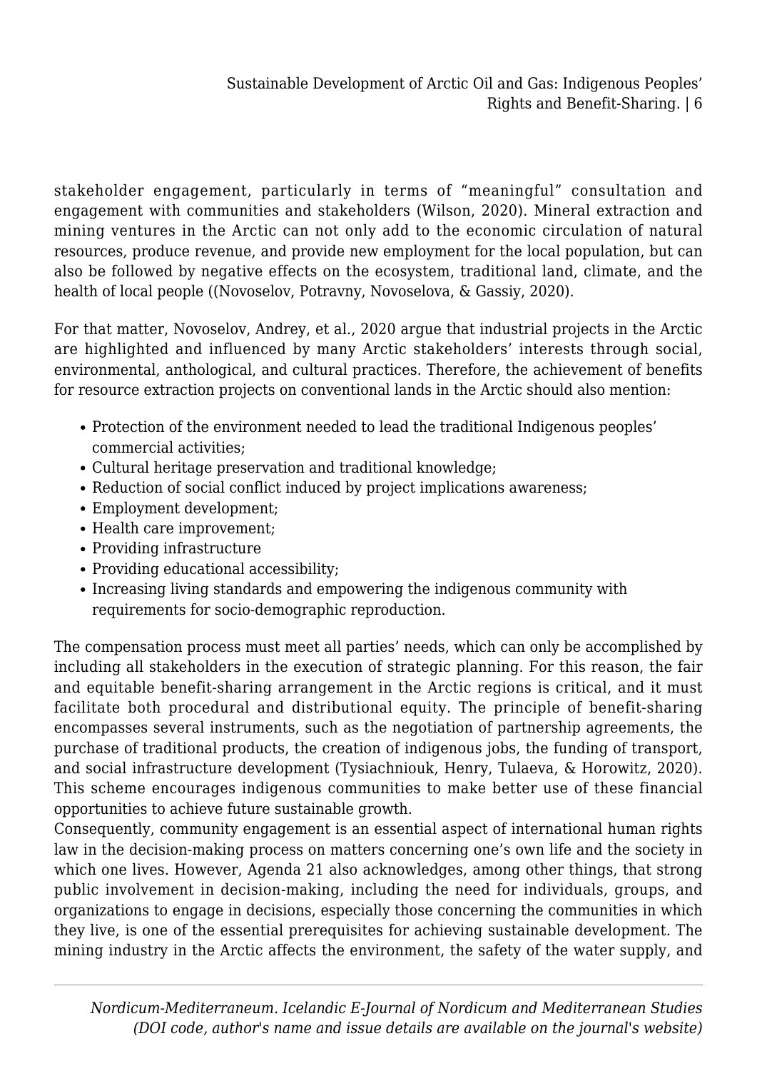stakeholder engagement, particularly in terms of "meaningful" consultation and engagement with communities and stakeholders (Wilson, 2020). Mineral extraction and mining ventures in the Arctic can not only add to the economic circulation of natural resources, produce revenue, and provide new employment for the local population, but can also be followed by negative effects on the ecosystem, traditional land, climate, and the health of local people ((Novoselov, Potravny, Novoselova, & Gassiy, 2020).

For that matter, Novoselov, Andrey, et al., 2020 argue that industrial projects in the Arctic are highlighted and influenced by many Arctic stakeholders' interests through social, environmental, anthological, and cultural practices. Therefore, the achievement of benefits for resource extraction projects on conventional lands in the Arctic should also mention:

- Protection of the environment needed to lead the traditional Indigenous peoples' commercial activities;
- Cultural heritage preservation and traditional knowledge;
- Reduction of social conflict induced by project implications awareness;
- Employment development;
- Health care improvement;
- Providing infrastructure
- Providing educational accessibility;
- Increasing living standards and empowering the indigenous community with requirements for socio-demographic reproduction.

The compensation process must meet all parties' needs, which can only be accomplished by including all stakeholders in the execution of strategic planning. For this reason, the fair and equitable benefit-sharing arrangement in the Arctic regions is critical, and it must facilitate both procedural and distributional equity. The principle of benefit-sharing encompasses several instruments, such as the negotiation of partnership agreements, the purchase of traditional products, the creation of indigenous jobs, the funding of transport, and social infrastructure development (Tysiachniouk, Henry, Tulaeva, & Horowitz, 2020). This scheme encourages indigenous communities to make better use of these financial opportunities to achieve future sustainable growth.

Consequently, community engagement is an essential aspect of international human rights law in the decision-making process on matters concerning one's own life and the society in which one lives. However, Agenda 21 also acknowledges, among other things, that strong public involvement in decision-making, including the need for individuals, groups, and organizations to engage in decisions, especially those concerning the communities in which they live, is one of the essential prerequisites for achieving sustainable development. The mining industry in the Arctic affects the environment, the safety of the water supply, and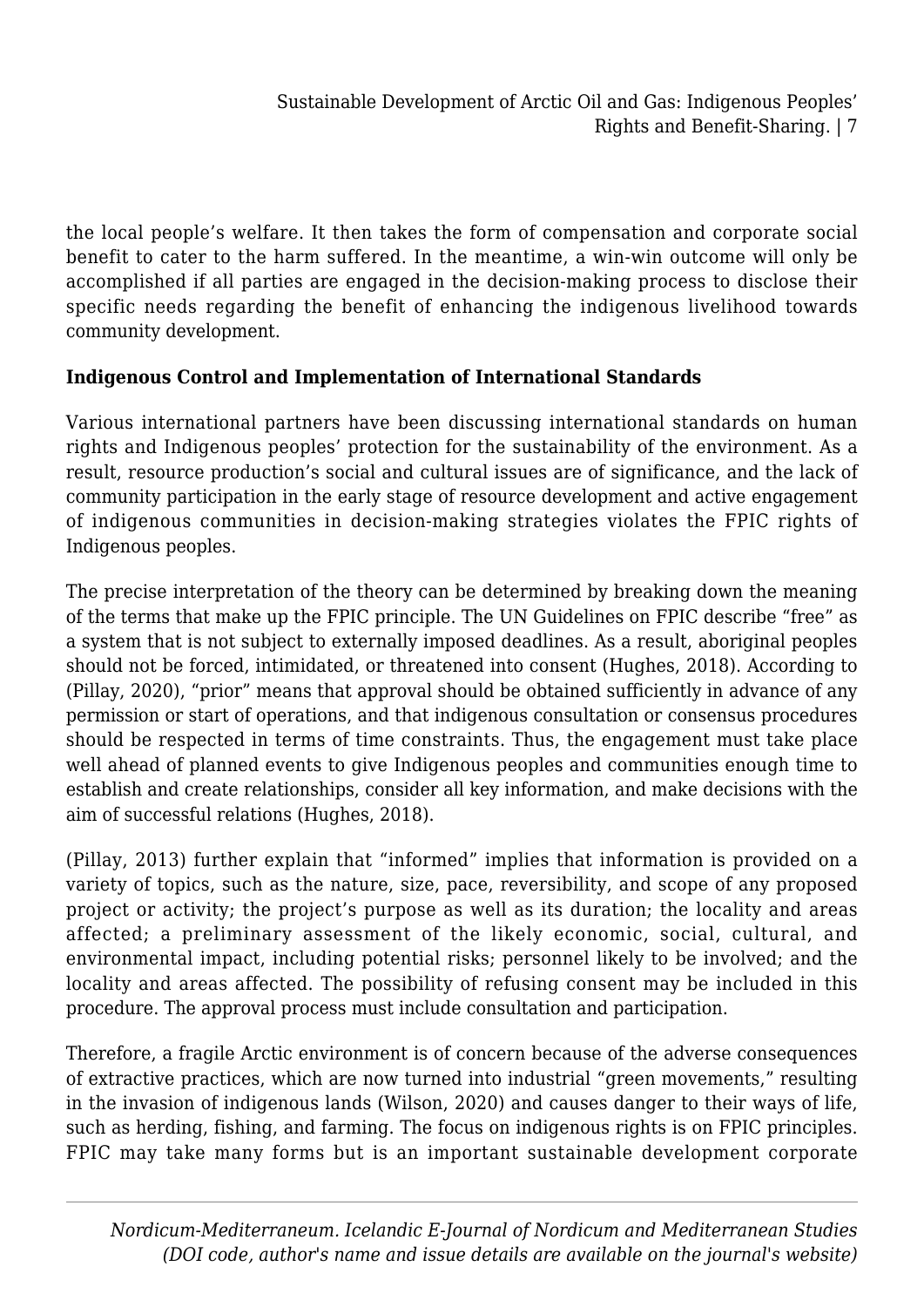the local people's welfare. It then takes the form of compensation and corporate social benefit to cater to the harm suffered. In the meantime, a win-win outcome will only be accomplished if all parties are engaged in the decision-making process to disclose their specific needs regarding the benefit of enhancing the indigenous livelihood towards community development.

**Indigenous Control and Implementation of International Standards**

Various international partners have been discussing international standards on human rights and Indigenous peoples' protection for the sustainability of the environment. As a result, resource production's social and cultural issues are of significance, and the lack of community participation in the early stage of resource development and active engagement of indigenous communities in decision-making strategies violates the FPIC rights of Indigenous peoples.

The precise interpretation of the theory can be determined by breaking down the meaning of the terms that make up the FPIC principle. The UN Guidelines on FPIC describe "free" as a system that is not subject to externally imposed deadlines. As a result, aboriginal peoples should not be forced, intimidated, or threatened into consent (Hughes, 2018). According to (Pillay, 2020), "prior" means that approval should be obtained sufficiently in advance of any permission or start of operations, and that indigenous consultation or consensus procedures should be respected in terms of time constraints. Thus, the engagement must take place well ahead of planned events to give Indigenous peoples and communities enough time to establish and create relationships, consider all key information, and make decisions with the aim of successful relations (Hughes, 2018).

(Pillay, 2013) further explain that "informed" implies that information is provided on a variety of topics, such as the nature, size, pace, reversibility, and scope of any proposed project or activity; the project's purpose as well as its duration; the locality and areas affected; a preliminary assessment of the likely economic, social, cultural, and environmental impact, including potential risks; personnel likely to be involved; and the locality and areas affected. The possibility of refusing consent may be included in this procedure. The approval process must include consultation and participation.

Therefore, a fragile Arctic environment is of concern because of the adverse consequences of extractive practices, which are now turned into industrial "green movements," resulting in the invasion of indigenous lands (Wilson, 2020) and causes danger to their ways of life, such as herding, fishing, and farming. The focus on indigenous rights is on FPIC principles. FPIC may take many forms but is an important sustainable development corporate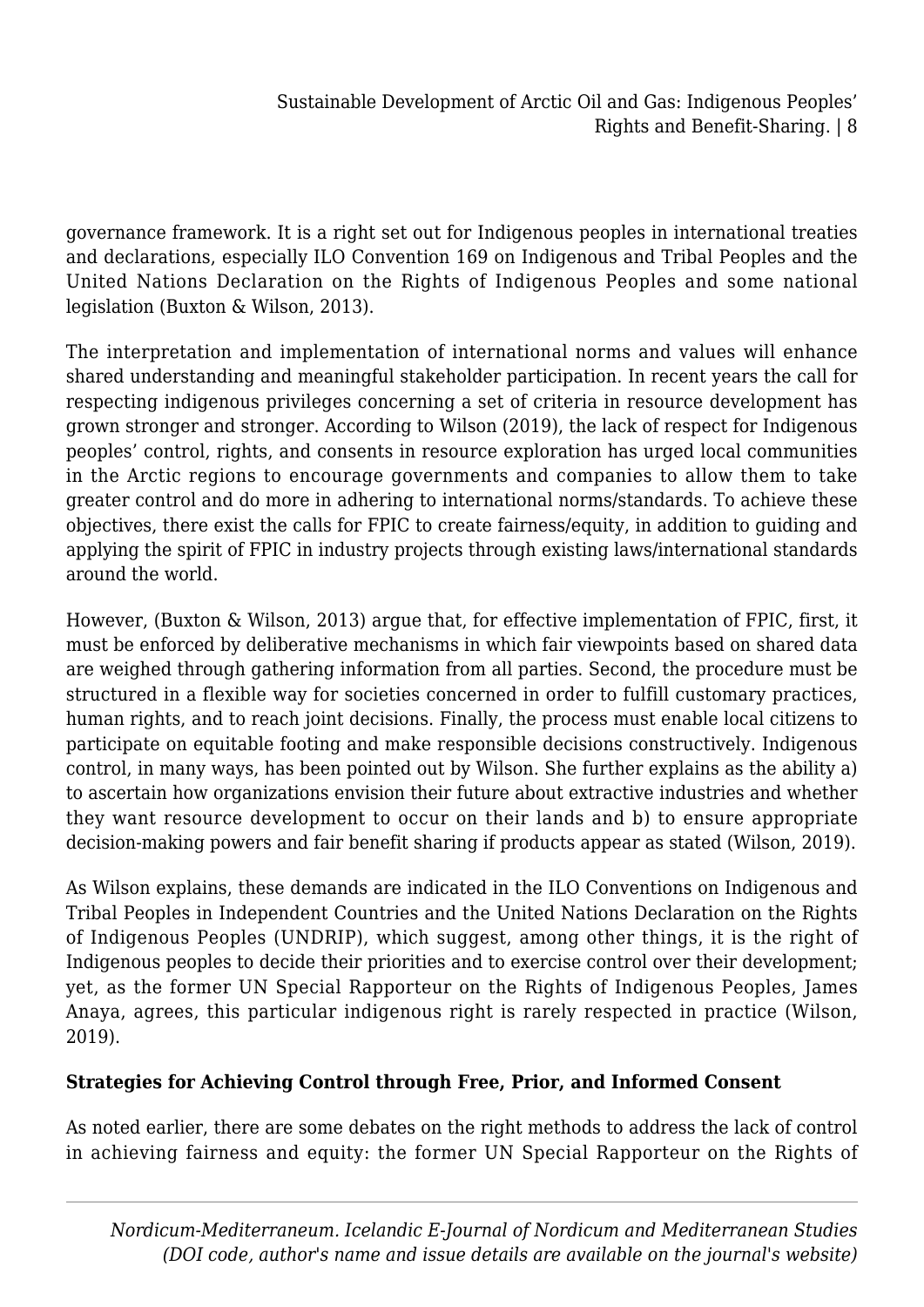governance framework. It is a right set out for Indigenous peoples in international treaties and declarations, especially ILO Convention 169 on Indigenous and Tribal Peoples and the United Nations Declaration on the Rights of Indigenous Peoples and some national legislation (Buxton & Wilson, 2013).

The interpretation and implementation of international norms and values will enhance shared understanding and meaningful stakeholder participation. In recent years the call for respecting indigenous privileges concerning a set of criteria in resource development has grown stronger and stronger. According to Wilson (2019), the lack of respect for Indigenous peoples' control, rights, and consents in resource exploration has urged local communities in the Arctic regions to encourage governments and companies to allow them to take greater control and do more in adhering to international norms/standards. To achieve these objectives, there exist the calls for FPIC to create fairness/equity, in addition to guiding and applying the spirit of FPIC in industry projects through existing laws/international standards around the world.

However, (Buxton & Wilson, 2013) argue that, for effective implementation of FPIC, first, it must be enforced by deliberative mechanisms in which fair viewpoints based on shared data are weighed through gathering information from all parties. Second, the procedure must be structured in a flexible way for societies concerned in order to fulfill customary practices, human rights, and to reach joint decisions. Finally, the process must enable local citizens to participate on equitable footing and make responsible decisions constructively. Indigenous control, in many ways, has been pointed out by Wilson. She further explains as the ability a) to ascertain how organizations envision their future about extractive industries and whether they want resource development to occur on their lands and b) to ensure appropriate decision-making powers and fair benefit sharing if products appear as stated (Wilson, 2019).

As Wilson explains, these demands are indicated in the ILO Conventions on Indigenous and Tribal Peoples in Independent Countries and the United Nations Declaration on the Rights of Indigenous Peoples (UNDRIP), which suggest, among other things, it is the right of Indigenous peoples to decide their priorities and to exercise control over their development; yet, as the former UN Special Rapporteur on the Rights of Indigenous Peoples, James Anaya, agrees, this particular indigenous right is rarely respected in practice (Wilson, 2019).

**Strategies for Achieving Control through Free, Prior, and Informed Consent**

As noted earlier, there are some debates on the right methods to address the lack of control in achieving fairness and equity: the former UN Special Rapporteur on the Rights of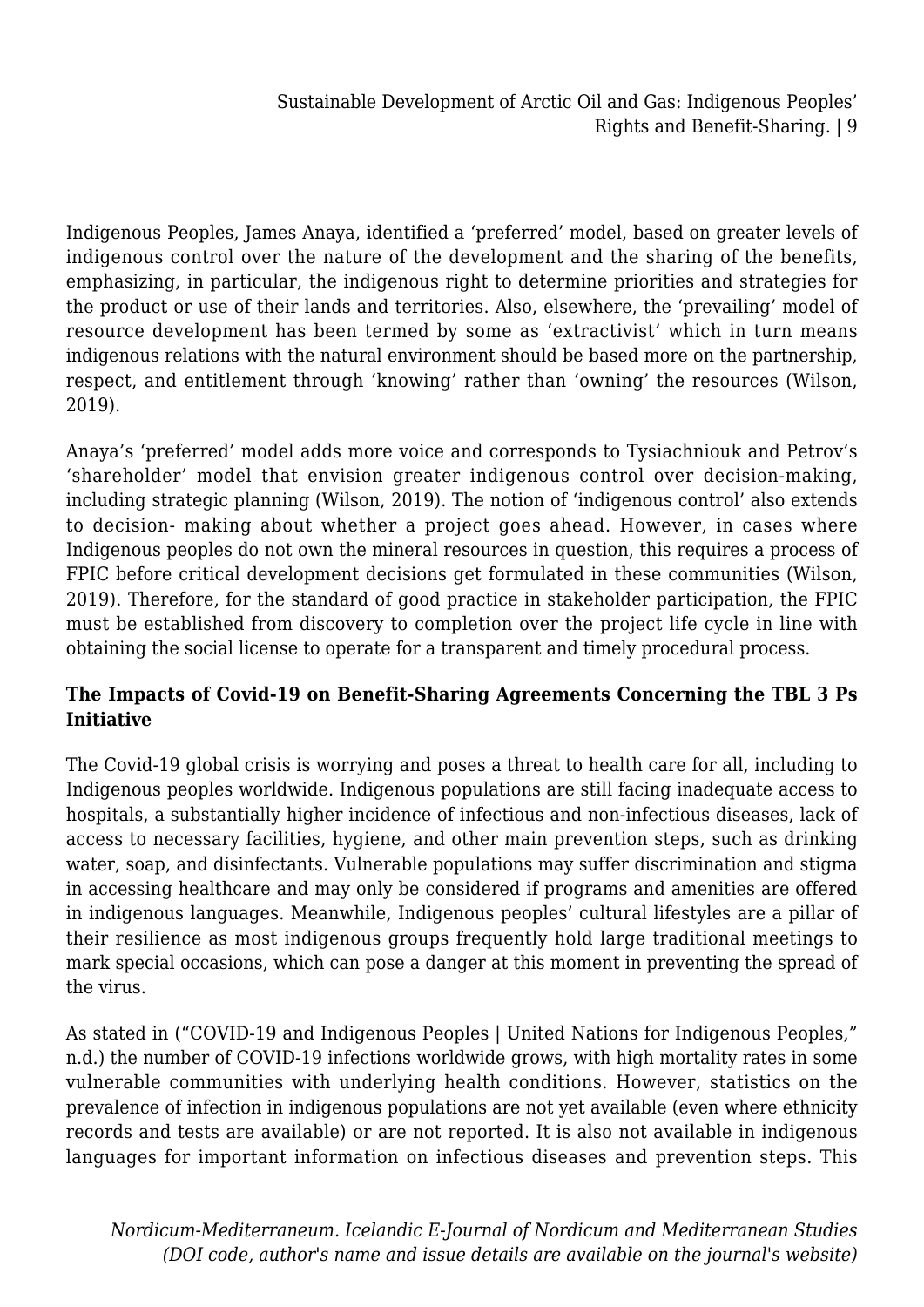Indigenous Peoples, James Anaya, identified a 'preferred' model, based on greater levels of indigenous control over the nature of the development and the sharing of the benefits, emphasizing, in particular, the indigenous right to determine priorities and strategies for the product or use of their lands and territories. Also, elsewhere, the 'prevailing' model of resource development has been termed by some as 'extractivist' which in turn means indigenous relations with the natural environment should be based more on the partnership, respect, and entitlement through 'knowing' rather than 'owning' the resources (Wilson, 2019).

Anaya's 'preferred' model adds more voice and corresponds to Tysiachniouk and Petrov's 'shareholder' model that envision greater indigenous control over decision-making, including strategic planning (Wilson, 2019). The notion of 'indigenous control' also extends to decision- making about whether a project goes ahead. However, in cases where Indigenous peoples do not own the mineral resources in question, this requires a process of FPIC before critical development decisions get formulated in these communities (Wilson, 2019). Therefore, for the standard of good practice in stakeholder participation, the FPIC must be established from discovery to completion over the project life cycle in line with obtaining the social license to operate for a transparent and timely procedural process.

### The Impacts of Covid-19 on Benefit-Sharing Agreements Concerning the TBL 3 Ps Initiative

The Covid-19 global crisis is worrying and poses a threat to health care for all, including to Indigenous peoples worldwide. Indigenous populations are still facing inadequate access to hospitals, a substantially higher incidence of infectious and non-infectious diseases, lack of access to necessary facilities, hygiene, and other main prevention steps, such as drinking water, soap, and disinfectants. Vulnerable populations may suffer discrimination and stigma in accessing healthcare and may only be considered if programs and amenities are offered in indigenous languages. Meanwhile, Indigenous peoples' cultural lifestyles are a pillar of their resilience as most indigenous groups frequently hold large traditional meetings to mark special occasions, which can pose a danger at this moment in preventing the spread of the virus.

As stated in ("COVID-19 and Indigenous Peoples | United Nations for Indigenous Peoples," n.d.) the number of COVID-19 infections worldwide grows, with high mortality rates in some vulnerable communities with underlying health conditions. However, statistics on the prevalence of infection in indigenous populations are not yet available (even where ethnicity records and tests are available) or are not reported. It is also not available in indigenous languages for important information on infectious diseases and prevention steps. This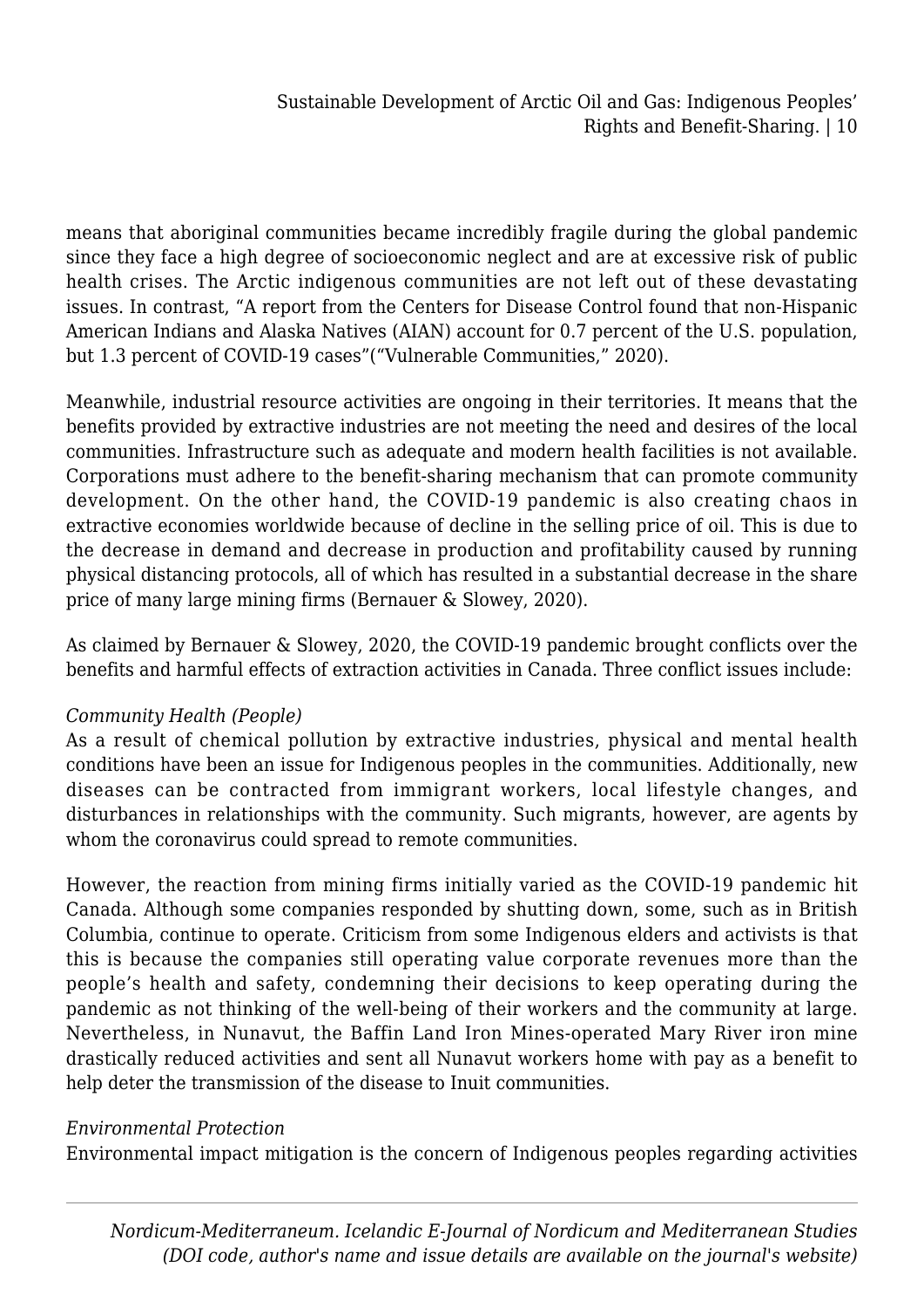means that aboriginal communities became incredibly fragile during the global pandemic since they face a high degree of socioeconomic neglect and are at excessive risk of public health crises. The Arctic indigenous communities are not left out of these devastating issues. In contrast, “A report from the Centers for Disease Control found that non-Hispanic American Indians and Alaska Natives (AIAN) account for 0.7 percent of the U.S. population, but 1.3 percent of COVID-19 cases”(“Vulnerable Communities,” 2020).

Meanwhile, industrial resource activities are ongoing in their territories. It means that the benefits provided by extractive industries are not meeting the need and desires of the local communities. Infrastructure such as adequate and modern health facilities is not available. Corporations must adhere to the benefit-sharing mechanism that can promote community development. On the other hand, the COVID-19 pandemic is also creating chaos in extractive economies worldwide because of decline in the selling price of oil. This is due to the decrease in demand and decrease in production and profitability caused by running physical distancing protocols, all of which has resulted in a substantial decrease in the share price of many large mining firms (Bernauer & Slowey, 2020).

As claimed by Bernauer & Slowey, 2020, the COVID-19 pandemic brought conflicts over the benefits and harmful effects of extraction activities in Canada. Three conflict issues include:

*Community Health (People)*

As a result of chemical pollution by extractive industries, physical and mental health conditions have been an issue for Indigenous peoples in the communities. Additionally, new diseases can be contracted from immigrant workers, local lifestyle changes, and disturbances in relationships with the community. Such migrants, however, are agents by whom the coronavirus could spread to remote communities.

However, the reaction from mining firms initially varied as the COVID-19 pandemic hit Canada. Although some companies responded by shutting down, some, such as in British Columbia, continue to operate. Criticism from some Indigenous elders and activists is that this is because the companies still operating value corporate revenues more than the people’s health and safety, condemning their decisions to keep operating during the pandemic as not thinking of the well-being of their workers and the community at large. Nevertheless, in Nunavut, the Baffin Land Iron Mines-operated Mary River iron mine drastically reduced activities and sent all Nunavut workers home with pay as a benefit to help deter the transmission of the disease to Inuit communities.

*Environmental Protection*

Environmental impact mitigation is the concern of Indigenous peoples regarding activities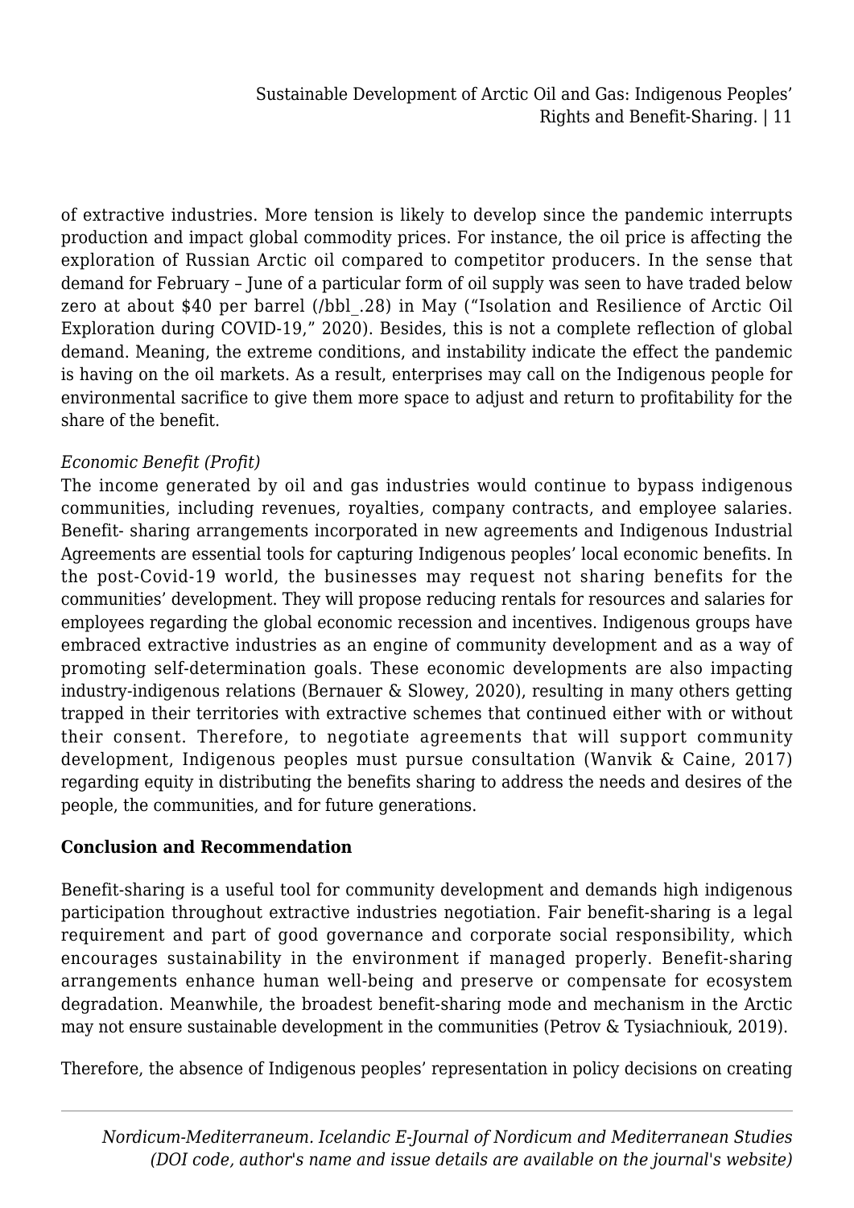of extractive industries. More tension is likely to develop since the pandemic interrupts production and impact global commodity prices. For instance, the oil price is affecting the exploration of Russian Arctic oil compared to competitor producers. In the sense that demand for February – June of a particular form of oil supply was seen to have traded below zero at about $40 per barrel (/bbl_.28) in May ("Isolation and Resilience of Arctic Oil Exploration during COVID-19," 2020). Besides, this is not a complete reflection of global demand. Meaning, the extreme conditions, and instability indicate the effect the pandemic is having on the oil markets. As a result, enterprises may call on the Indigenous people for environmental sacrifice to give them more space to adjust and return to profitability for the share of the benefit.

*Economic Benefit (Profit)*

The income generated by oil and gas industries would continue to bypass indigenous communities, including revenues, royalties, company contracts, and employee salaries. Benefit- sharing arrangements incorporated in new agreements and Indigenous Industrial Agreements are essential tools for capturing Indigenous peoples' local economic benefits. In the post-Covid-19 world, the businesses may request not sharing benefits for the communities' development. They will propose reducing rentals for resources and salaries for employees regarding the global economic recession and incentives. Indigenous groups have embraced extractive industries as an engine of community development and as a way of promoting self-determination goals. These economic developments are also impacting industry-indigenous relations (Bernauer & Slowey, 2020), resulting in many others getting trapped in their territories with extractive schemes that continued either with or without their consent. Therefore, to negotiate agreements that will support community development, Indigenous peoples must pursue consultation (Wanvik & Caine, 2017) regarding equity in distributing the benefits sharing to address the needs and desires of the people, the communities, and for future generations.

## Conclusion and Recommendation

Benefit-sharing is a useful tool for community development and demands high indigenous participation throughout extractive industries negotiation. Fair benefit-sharing is a legal requirement and part of good governance and corporate social responsibility, which encourages sustainability in the environment if managed properly. Benefit-sharing arrangements enhance human well-being and preserve or compensate for ecosystem degradation. Meanwhile, the broadest benefit-sharing mode and mechanism in the Arctic may not ensure sustainable development in the communities (Petrov & Tysiachniouk, 2019).

Therefore, the absence of Indigenous peoples' representation in policy decisions on creating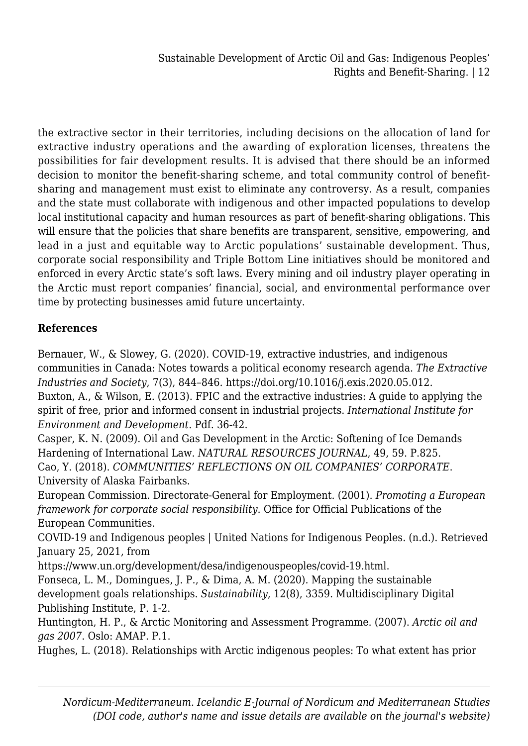the extractive sector in their territories, including decisions on the allocation of land for extractive industry operations and the awarding of exploration licenses, threatens the possibilities for fair development results. It is advised that there should be an informed decision to monitor the benefit-sharing scheme, and total community control of benefit-sharing and management must exist to eliminate any controversy. As a result, companies and the state must collaborate with indigenous and other impacted populations to develop local institutional capacity and human resources as part of benefit-sharing obligations. This will ensure that the policies that share benefits are transparent, sensitive, empowering, and lead in a just and equitable way to Arctic populations' sustainable development. Thus, corporate social responsibility and Triple Bottom Line initiatives should be monitored and enforced in every Arctic state's soft laws. Every mining and oil industry player operating in the Arctic must report companies' financial, social, and environmental performance over time by protecting businesses amid future uncertainty.

**References**

Bernauer, W., & Slowey, G. (2020). COVID-19, extractive industries, and indigenous communities in Canada: Notes towards a political economy research agenda. *The Extractive Industries and Society*, 7(3), 844–846. https://doi.org/10.1016/j.exis.2020.05.012.

Buxton, A., & Wilson, E. (2013). FPIC and the extractive industries: A guide to applying the spirit of free, prior and informed consent in industrial projects. *International Institute for Environment and Development*. Pdf. 36-42.

Casper, K. N. (2009). Oil and Gas Development in the Arctic: Softening of Ice Demands Hardening of International Law. *NATURAL RESOURCES JOURNAL*, 49, 59. P.825.

Cao, Y. (2018). *COMMUNITIES' REFLECTIONS ON OIL COMPANIES' CORPORATE*. University of Alaska Fairbanks.

European Commission. Directorate-General for Employment. (2001). *Promoting a European framework for corporate social responsibility*. Office for Official Publications of the European Communities.

COVID-19 and Indigenous peoples | United Nations for Indigenous Peoples. (n.d.). Retrieved January 25, 2021, from https://www.un.org/development/desa/indigenouspeoples/covid-19.html.

Fonseca, L. M., Domingues, J. P., & Dima, A. M. (2020). Mapping the sustainable development goals relationships. *Sustainability*, 12(8), 3359. Multidisciplinary Digital Publishing Institute, P. 1-2.

Huntington, H. P., & Arctic Monitoring and Assessment Programme. (2007). *Arctic oil and gas 2007*. Oslo: AMAP. P.1.

Hughes, L. (2018). Relationships with Arctic indigenous peoples: To what extent has prior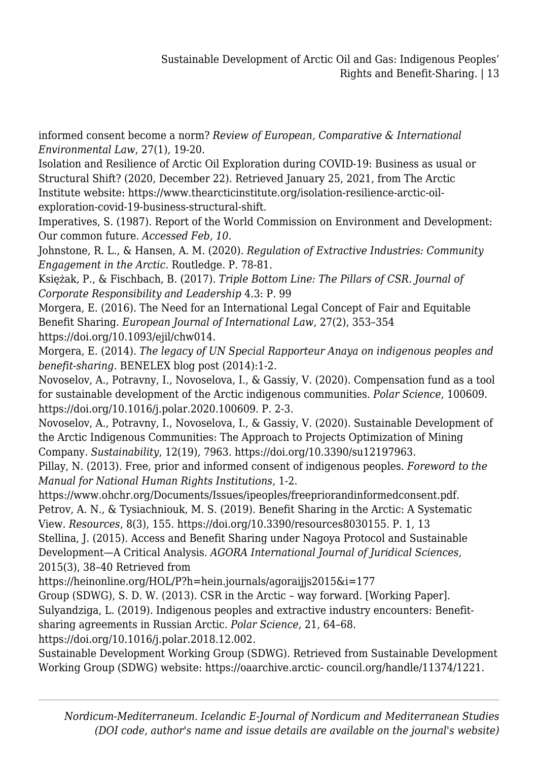informed consent become a norm? *Review of European, Comparative & International Environmental Law*, 27(1), 19-20.

Isolation and Resilience of Arctic Oil Exploration during COVID-19: Business as usual or Structural Shift? (2020, December 22). Retrieved January 25, 2021, from The Arctic Institute website: https://www.thearcticinstitute.org/isolation-resilience-arctic-oil-exploration-covid-19-business-structural-shift.

Imperatives, S. (1987). Report of the World Commission on Environment and Development: Our common future. *Accessed Feb, 10.*

Johnstone, R. L., & Hansen, A. M. (2020). *Regulation of Extractive Industries: Community Engagement in the Arctic.* Routledge. P. 78-81.

Księżak, P., & Fischbach, B. (2017). *Triple Bottom Line: The Pillars of CSR. Journal of Corporate Responsibility and Leadership* 4.3: P. 99

Morgera, E. (2016). The Need for an International Legal Concept of Fair and Equitable Benefit Sharing. *European Journal of International Law*, 27(2), 353–354 https://doi.org/10.1093/ejil/chw014.

Morgera, E. (2014). *The legacy of UN Special Rapporteur Anaya on indigenous peoples and benefit-sharing*. BENELEX blog post (2014):1-2.

Novoselov, A., Potravny, I., Novoselova, I., & Gassiy, V. (2020). Compensation fund as a tool for sustainable development of the Arctic indigenous communities. *Polar Science,* 100609. https://doi.org/10.1016/j.polar.2020.100609. P. 2-3.

Novoselov, A., Potravny, I., Novoselova, I., & Gassiy, V. (2020). Sustainable Development of the Arctic Indigenous Communities: The Approach to Projects Optimization of Mining Company. *Sustainability*, 12(19), 7963. https://doi.org/10.3390/su12197963.

Pillay, N. (2013). Free, prior and informed consent of indigenous peoples. *Foreword to the Manual for National Human Rights Institutions*, 1-2. https://www.ohchr.org/Documents/Issues/ipeoples/freepriorandinformedconsent.pdf.

Petrov, A. N., & Tysiachniouk, M. S. (2019). Benefit Sharing in the Arctic: A Systematic View. *Resources*, 8(3), 155. https://doi.org/10.3390/resources8030155. P. 1, 13

Stellina, J. (2015). Access and Benefit Sharing under Nagoya Protocol and Sustainable Development—A Critical Analysis. *AGORA International Journal of Juridical Sciences*, 2015(3), 38–40 Retrieved from https://heinonline.org/HOL/P?h=hein.journals/agoraijjs2015&i=177

Group (SDWG), S. D. W. (2013). CSR in the Arctic – way forward. [Working Paper].

Sulyandziga, L. (2019). Indigenous peoples and extractive industry encounters: Benefit-sharing agreements in Russian Arctic. *Polar Science*, 21, 64–68. https://doi.org/10.1016/j.polar.2018.12.002.

Sustainable Development Working Group (SDWG). Retrieved from Sustainable Development Working Group (SDWG) website: https://oaarchive.arctic- council.org/handle/11374/1221.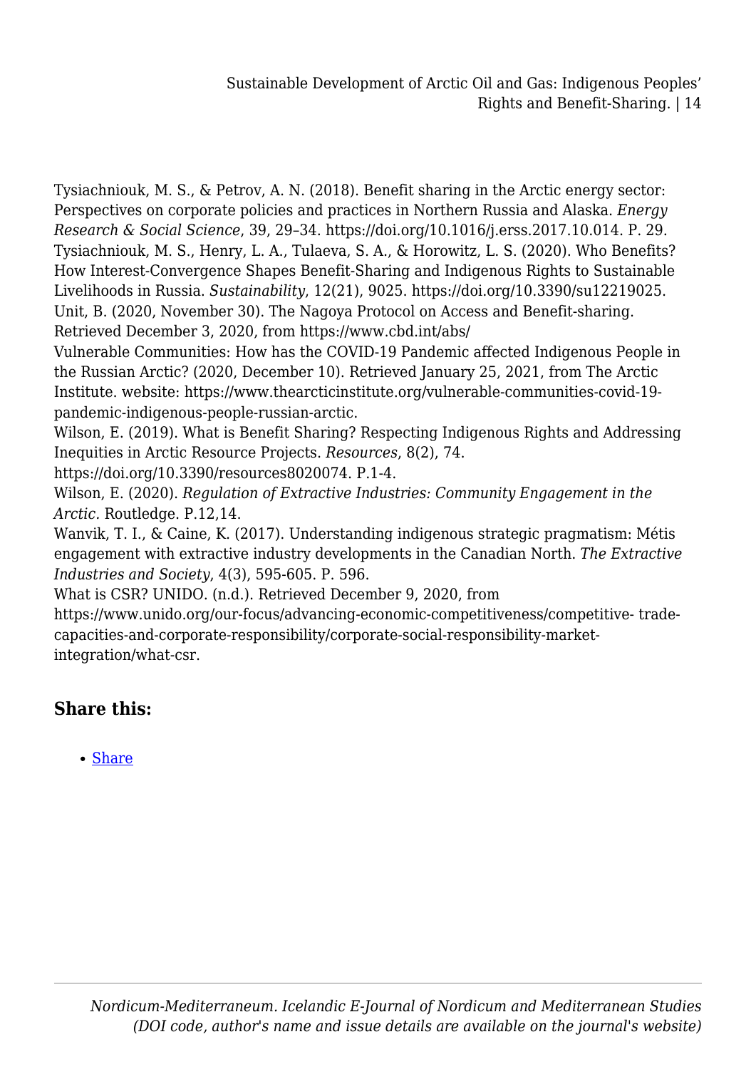Tysiachniouk, M. S., & Petrov, A. N. (2018). Benefit sharing in the Arctic energy sector: Perspectives on corporate policies and practices in Northern Russia and Alaska. *Energy Research & Social Science*, 39, 29–34. https://doi.org/10.1016/j.erss.2017.10.014. P. 29.

Tysiachniouk, M. S., Henry, L. A., Tulaeva, S. A., & Horowitz, L. S. (2020). Who Benefits? How Interest-Convergence Shapes Benefit-Sharing and Indigenous Rights to Sustainable Livelihoods in Russia. *Sustainability*, 12(21), 9025. https://doi.org/10.3390/su12219025.

Unit, B. (2020, November 30). The Nagoya Protocol on Access and Benefit-sharing. Retrieved December 3, 2020, from https://www.cbd.int/abs/

Vulnerable Communities: How has the COVID-19 Pandemic affected Indigenous People in the Russian Arctic? (2020, December 10). Retrieved January 25, 2021, from The Arctic Institute. website: https://www.thearcticinstitute.org/vulnerable-communities-covid-19-pandemic-indigenous-people-russian-arctic.

Wilson, E. (2019). What is Benefit Sharing? Respecting Indigenous Rights and Addressing Inequities in Arctic Resource Projects. *Resources*, 8(2), 74. https://doi.org/10.3390/resources8020074. P.1-4.

Wilson, E. (2020). *Regulation of Extractive Industries: Community Engagement in the Arctic*. Routledge. P.12,14.

Wanvik, T. I., & Caine, K. (2017). Understanding indigenous strategic pragmatism: Métis engagement with extractive industry developments in the Canadian North. *The Extractive Industries and Society*, 4(3), 595-605. P. 596.

What is CSR? UNIDO. (n.d.). Retrieved December 9, 2020, from https://www.unido.org/our-focus/advancing-economic-competitiveness/competitive- trade-capacities-and-corporate-responsibility/corporate-social-responsibility-market-integration/what-csr.

## Share this:

- Share